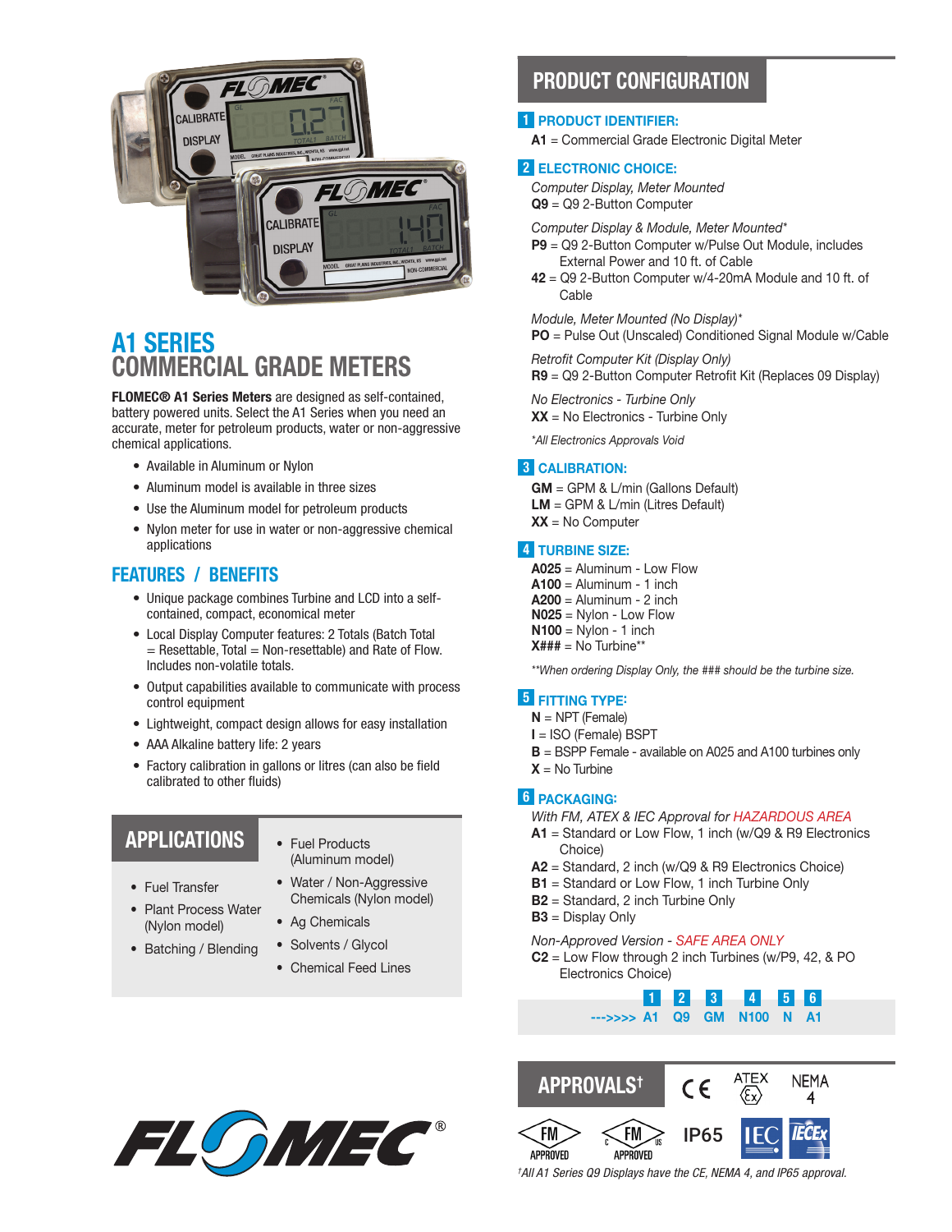# A1 SERIES
# COMMERCIAL GRADE METERS

**FLOMEC® A1 Series Meters** are designed as self-contained, battery powered units. Select the A1 Series when you need an accurate, meter for petroleum products, water or non-aggressive chemical applications.

- Available in Aluminum or Nylon
- Aluminum model is available in three sizes
- Use the Aluminum model for petroleum products
- Nylon meter for use in water or non-aggressive chemical applications

## FEATURES / BENEFITS

- Unique package combines Turbine and LCD into a self-contained, compact, economical meter
- Local Display Computer features: 2 Totals (Batch Total = Resettable, Total = Non-resettable) and Rate of Flow. Includes non-volatile totals.
- Output capabilities available to communicate with process control equipment
- Lightweight, compact design allows for easy installation
- AAA Alkaline battery life: 2 years
- Factory calibration in gallons or litres (can also be field calibrated to other fluids)

## APPLICATIONS

- Fuel Transfer
- Plant Process Water (Nylon model)
- Batching / Blending
- Fuel Products (Aluminum model)
- Water / Non-Aggressive Chemicals (Nylon model)
- Ag Chemicals
- Solvents / Glycol
- Chemical Feed Lines

## PRODUCT CONFIGURATION

### 1 PRODUCT IDENTIFIER:

**A1** = Commercial Grade Electronic Digital Meter

### 2 ELECTRONIC CHOICE:

*Computer Display, Meter Mounted*
**Q9** = Q9 2-Button Computer

*Computer Display & Module, Meter Mounted\**
**P9** = Q9 2-Button Computer w/Pulse Out Module, includes External Power and 10 ft. of Cable
**42** = Q9 2-Button Computer w/4-20mA Module and 10 ft. of Cable

*Module, Meter Mounted (No Display)\**
**PO** = Pulse Out (Unscaled) Conditioned Signal Module w/Cable

*Retrofit Computer Kit (Display Only)*
**R9** = Q9 2-Button Computer Retrofit Kit (Replaces 09 Display)

*No Electronics - Turbine Only*
**XX** = No Electronics - Turbine Only

*\*All Electronics Approvals Void*

### 3 CALIBRATION:

**GM** = GPM & L/min (Gallons Default)
**LM** = GPM & L/min (Litres Default)
**XX** = No Computer

### 4 TURBINE SIZE:

**A025** = Aluminum - Low Flow
**A100** = Aluminum - 1 inch
**A200** = Aluminum - 2 inch
**N025** = Nylon - Low Flow
**N100** = Nylon - 1 inch
**X###** = No Turbine\*\*

*\*\*When ordering Display Only, the ### should be the turbine size.*

### 5 FITTING TYPE:

**N** = NPT (Female)
**I** = ISO (Female) BSPT
**B** = BSPP Female - available on A025 and A100 turbines only
**X** = No Turbine

### 6 PACKAGING:

*With FM, ATEX & IEC Approval for HAZARDOUS AREA*
**A1** = Standard or Low Flow, 1 inch (w/Q9 & R9 Electronics Choice)
**A2** = Standard, 2 inch (w/Q9 & R9 Electronics Choice)
**B1** = Standard or Low Flow, 1 inch Turbine Only
**B2** = Standard, 2 inch Turbine Only
**B3** = Display Only

*Non-Approved Version - SAFE AREA ONLY*
**C2** = Low Flow through 2 inch Turbines (w/P9, 42, & PO Electronics Choice)

| | 1 | 2 | 3 | 4 | 5 | 6 |
|---|---|---|---|---|---|---|
| --->>>> | A1 | Q9 | GM | N100 | N | A1 |

## APPROVALS†

CE, ATEX, NEMA 4, FM APPROVED, FM c/us APPROVED, IP65, IEC, IECEx

*†All A1 Series Q9 Displays have the CE, NEMA 4, and IP65 approval.*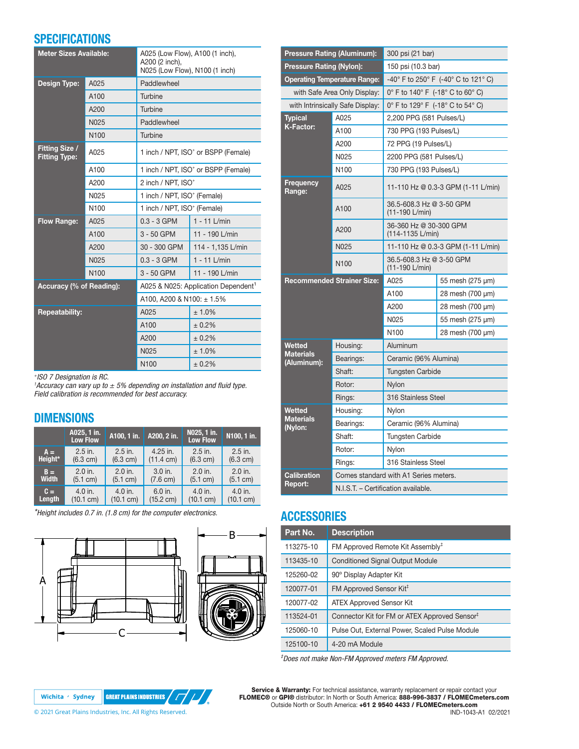## SPECIFICATIONS

| | | | |
|---|---|---|---|
| **Meter Sizes Available:** | | A025 (Low Flow), A100 (1 inch), A200 (2 inch), N025 (Low Flow), N100 (1 inch) | |
| **Design Type:** | A025 | Paddlewheel | |
| | A100 | Turbine | |
| | A200 | Turbine | |
| | N025 | Paddlewheel | |
| | N100 | Turbine | |
| **Fitting Size / Fitting Type:** | A025 | 1 inch / NPT, ISO⁺ or BSPP (Female) | |
| | A100 | 1 inch / NPT, ISO⁺ or BSPP (Female) | |
| | A200 | 2 inch / NPT, ISO⁺ | |
| | N025 | 1 inch / NPT, ISO⁺ (Female) | |
| | N100 | 1 inch / NPT, ISO⁺ (Female) | |
| **Flow Range:** | A025 | 0.3 - 3 GPM | 1 - 11 L/min |
| | A100 | 3 - 50 GPM | 11 - 190 L/min |
| | A200 | 30 - 300 GPM | 114 - 1,135 L/min |
| | N025 | 0.3 - 3 GPM | 1 - 11 L/min |
| | N100 | 3 - 50 GPM | 11 - 190 L/min |
| **Accuracy (% of Reading):** | | A025 & N025: Application Dependent[1] | |
| | | A100, A200 & N100: ± 1.5% | |
| **Repeatability:** | | A025 | ± 1.0% |
| | | A100 | ± 0.2% |
| | | A200 | ± 0.2% |
| | | N025 | ± 1.0% |
| | | N100 | ± 0.2% |

*⁺ISO 7 Designation is RC.*
*[1]Accuracy can vary up to ± 5% depending on installation and fluid type. Field calibration is recommended for best accuracy.*

| | | | |
|---|---|---|---|
| **Pressure Rating (Aluminum):** | | 300 psi (21 bar) | |
| **Pressure Rating (Nylon):** | | 150 psi (10.3 bar) | |
| **Operating Temperature Range:** | | -40° F to 250° F (-40° C to 121° C) | |
| with Safe Area Only Display: | | 0° F to 140° F (-18° C to 60° C) | |
| with Intrinsically Safe Display: | | 0° F to 129° F (-18° C to 54° C) | |
| **Typical K-Factor:** | A025 | 2,200 PPG (581 Pulses/L) | |
| | A100 | 730 PPG (193 Pulses/L) | |
| | A200 | 72 PPG (19 Pulses/L) | |
| | N025 | 2200 PPG (581 Pulses/L) | |
| | N100 | 730 PPG (193 Pulses/L) | |
| **Frequency Range:** | A025 | 11-110 Hz @ 0.3-3 GPM (1-11 L/min) | |
| | A100 | 36.5-608.3 Hz @ 3-50 GPM (11-190 L/min) | |
| | A200 | 36-360 Hz @ 30-300 GPM (114-1135 L/min) | |
| | N025 | 11-110 Hz @ 0.3-3 GPM (1-11 L/min) | |
| | N100 | 36.5-608.3 Hz @ 3-50 GPM (11-190 L/min) | |
| **Recommended Strainer Size:** | | A025 | 55 mesh (275 µm) |
| | | A100 | 28 mesh (700 µm) |
| | | A200 | 28 mesh (700 µm) |
| | | N025 | 55 mesh (275 µm) |
| | | N100 | 28 mesh (700 µm) |
| **Wetted Materials (Aluminum):** | Housing: | Aluminum | |
| | Bearings: | Ceramic (96% Alumina) | |
| | Shaft: | Tungsten Carbide | |
| | Rotor: | Nylon | |
| | Rings: | 316 Stainless Steel | |
| **Wetted Materials (Nylon):** | Housing: | Nylon | |
| | Bearings: | Ceramic (96% Alumina) | |
| | Shaft: | Tungsten Carbide | |
| | Rotor: | Nylon | |
| | Rings: | 316 Stainless Steel | |
| **Calibration Report:** | Comes standard with A1 Series meters. | | |
| | N.I.S.T. – Certification available. | | |

## DIMENSIONS

| | A025, 1 in. Low Flow | A100, 1 in. | A200, 2 in. | N025, 1 in. Low Flow | N100, 1 in. |
|---|---|---|---|---|---|
| **A = Height*** | 2.5 in. (6.3 cm) | 2.5 in. (6.3 cm) | 4.25 in. (11.4 cm) | 2.5 in. (6.3 cm) | 2.5 in. (6.3 cm) |
| **B = Width** | 2.0 in. (5.1 cm) | 2.0 in. (5.1 cm) | 3.0 in. (7.6 cm) | 2.0 in. (5.1 cm) | 2.0 in. (5.1 cm) |
| **C = Length** | 4.0 in. (10.1 cm) | 4.0 in. (10.1 cm) | 6.0 in. (15.2 cm) | 4.0 in. (10.1 cm) | 4.0 in. (10.1 cm) |

*\*Height includes 0.7 in. (1.8 cm) for the computer electronics.*

A

B

C

## ACCESSORIES

| Part No. | Description |
|---|---|
| 113275-10 | FM Approved Remote Kit Assembly‡ |
| 113435-10 | Conditioned Signal Output Module |
| 125260-02 | 90° Display Adapter Kit |
| 120077-01 | FM Approved Sensor Kit‡ |
| 120077-02 | ATEX Approved Sensor Kit |
| 113524-01 | Connector Kit for FM or ATEX Approved Sensor‡ |
| 125060-10 | Pulse Out, External Power, Scaled Pulse Module |
| 125100-10 | 4-20 mA Module |

*‡Does not make Non-FM Approved meters FM Approved.*

Wichita · Sydney GREAT PLAINS INDUSTRIES GPI

© 2021 Great Plains Industries, Inc. All Rights Reserved.

**Service & Warranty:** For technical assistance, warranty replacement or repair contact your **FLOMEC®** or **GPI®** distributor: In North or South America: **888-996-3837 / FLOMECmeters.com**
Outside North or South America: **+61 2 9540 4433 / FLOMECmeters.com**

IND-1043-A1 02/2021